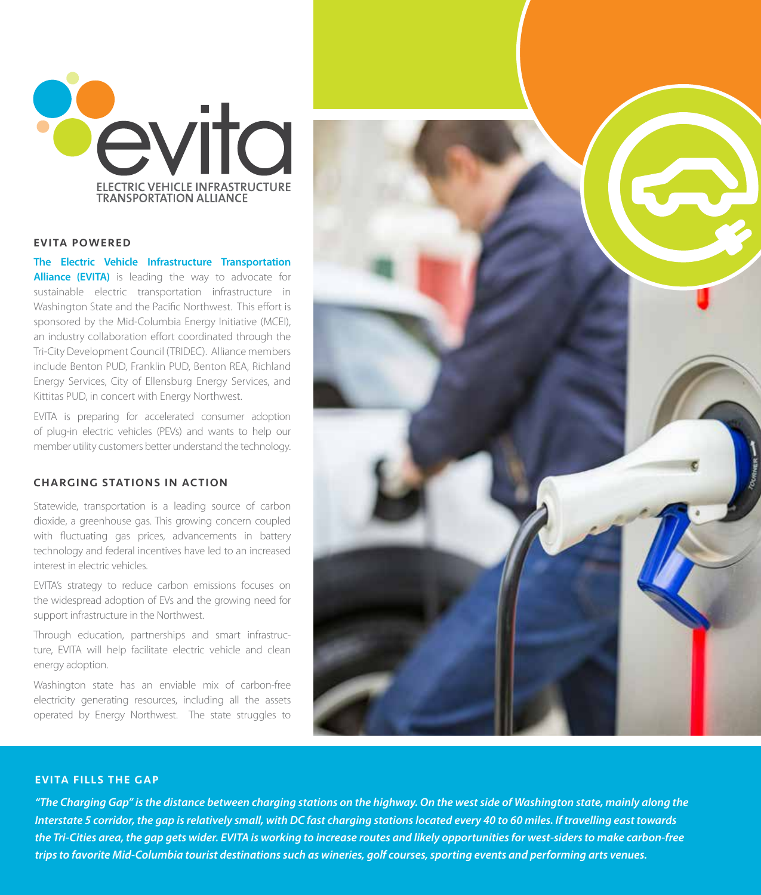# evita

ELECTRIC VEHICLE INFRASTRUCTURE TRANSPORTATION ALLIANCE

## EVITA POWERED

**The Electric Vehicle Infrastructure Transportation Alliance (EVITA)** is leading the way to advocate for sustainable electric transportation infrastructure in Washington State and the Pacific Northwest. This effort is sponsored by the Mid-Columbia Energy Initiative (MCEI), an industry collaboration effort coordinated through the Tri-City Development Council (TRIDEC). Alliance members include Benton PUD, Franklin PUD, Benton REA, Richland Energy Services, City of Ellensburg Energy Services, and Kittitas PUD, in concert with Energy Northwest.

EVITA is preparing for accelerated consumer adoption of plug-in electric vehicles (PEVs) and wants to help our member utility customers better understand the technology.

## CHARGING STATIONS IN ACTION

Statewide, transportation is a leading source of carbon dioxide, a greenhouse gas. This growing concern coupled with fluctuating gas prices, advancements in battery technology and federal incentives have led to an increased interest in electric vehicles.

EVITA's strategy to reduce carbon emissions focuses on the widespread adoption of EVs and the growing need for support infrastructure in the Northwest.

Through education, partnerships and smart infrastructure, EVITA will help facilitate electric vehicle and clean energy adoption.

Washington state has an enviable mix of carbon-free electricity generating resources, including all the assets operated by Energy Northwest. The state struggles to

## EVITA FILLS THE GAP

***"The Charging Gap" is the distance between charging stations on the highway. On the west side of Washington state, mainly along the Interstate 5 corridor, the gap is relatively small, with DC fast charging stations located every 40 to 60 miles. If travelling east towards the Tri-Cities area, the gap gets wider. EVITA is working to increase routes and likely opportunities for west-siders to make carbon-free trips to favorite Mid-Columbia tourist destinations such as wineries, golf courses, sporting events and performing arts venues.***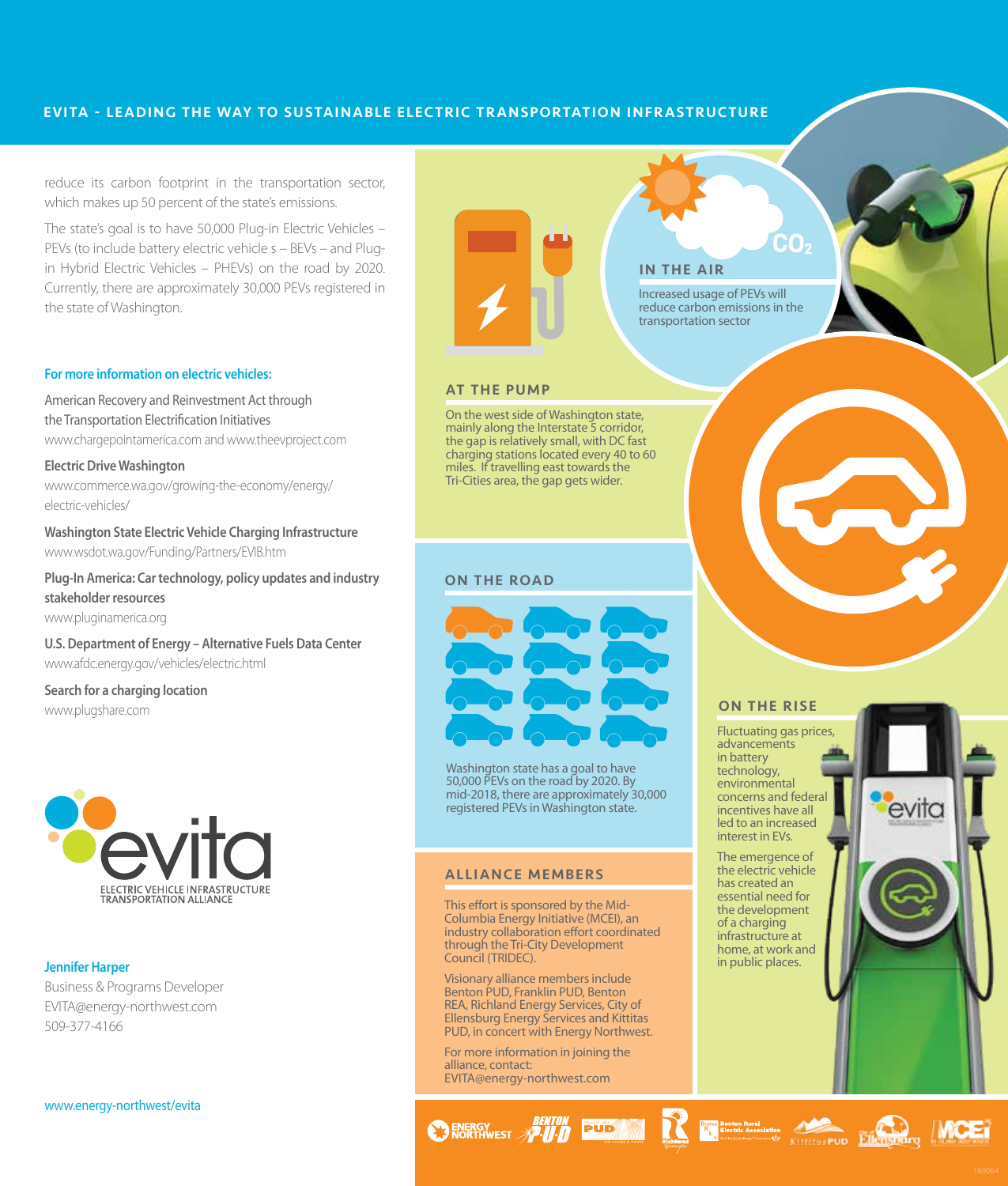EVITA - LEADING THE WAY TO SUSTAINABLE ELECTRIC TRANSPORTATION INFRASTRUCTURE

reduce its carbon footprint in the transportation sector, which makes up 50 percent of the state's emissions.

The state's goal is to have 50,000 Plug-in Electric Vehicles – PEVs (to include battery electric vehicle s – BEVs – and Plug-in Hybrid Electric Vehicles – PHEVs) on the road by 2020. Currently, there are approximately 30,000 PEVs registered in the state of Washington.

**For more information on electric vehicles:**

**American Recovery and Reinvestment Act through the Transportation Electrification Initiatives**
www.chargepointamerica.com and www.theevproject.com

**Electric Drive Washington**
www.commerce.wa.gov/growing-the-economy/energy/electric-vehicles/

**Washington State Electric Vehicle Charging Infrastructure**
www.wsdot.wa.gov/Funding/Partners/EVIB.htm

**Plug-In America: Car technology, policy updates and industry stakeholder resources**
www.pluginamerica.org

**U.S. Department of Energy – Alternative Fuels Data Center**
www.afdc.energy.gov/vehicles/electric.html

**Search for a charging location**
www.plugshare.com

evita
ELECTRIC VEHICLE INFRASTRUCTURE TRANSPORTATION ALLIANCE

**Jennifer Harper**
Business & Programs Developer
EVITA@energy-northwest.com
509-377-4166

www.energy-northwest/evita

## IN THE AIR

$CO_2$

Increased usage of PEVs will reduce carbon emissions in the transportation sector

## AT THE PUMP

On the west side of Washington state, mainly along the Interstate 5 corridor, the gap is relatively small, with DC fast charging stations located every 40 to 60 miles. If travelling east towards the Tri-Cities area, the gap gets wider.

## ON THE ROAD

Washington state has a goal to have 50,000 PEVs on the road by 2020. By mid-2018, there are approximately 30,000 registered PEVs in Washington state.

## ALLIANCE MEMBERS

This effort is sponsored by the Mid-Columbia Energy Initiative (MCEI), an industry collaboration effort coordinated through the Tri-City Development Council (TRIDEC).

Visionary alliance members include Benton PUD, Franklin PUD, Benton REA, Richland Energy Services, City of Ellensburg Energy Services and Kittitas PUD, in concert with Energy Northwest.

For more information in joining the alliance, contact:
EVITA@energy-northwest.com

## ON THE RISE

Fluctuating gas prices, advancements in battery technology, environmental concerns and federal incentives have all led to an increased interest in EVs.

The emergence of the electric vehicle has created an essential need for the development of a charging infrastructure at home, at work and in public places.

ENERGY NORTHWEST · BENTON PUD · FRANKLIN PUD · Richland · Benton Rural Electric Association · Kittitas PUD · Ellensburg · MCEI

160064